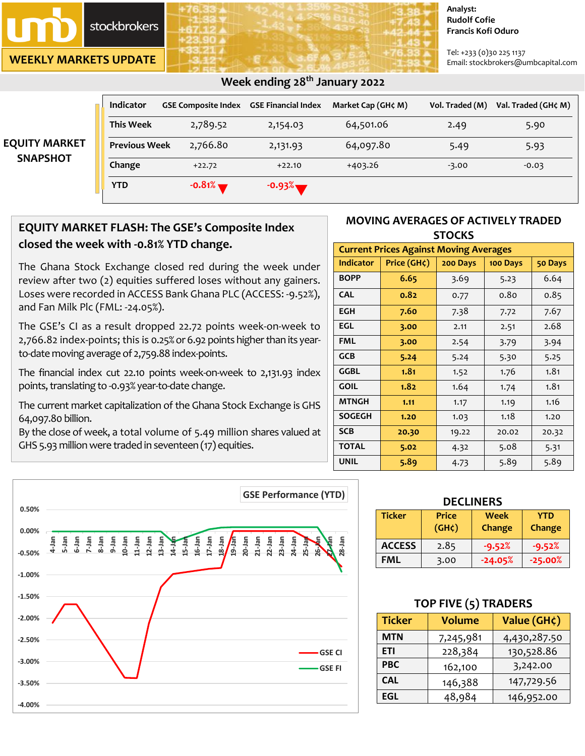# umb stockbrokers

## WEEKLY MARKETS UPDATE

**Analyst:**
**Rudolf Cofie**
**Francis Kofi Oduro**

Tel: +233 (0)30 225 1137
Email: stockbrokers@umbcapital.com

### Week ending 28th January 2022

## EQUITY MARKET SNAPSHOT

| Indicator | GSE Composite Index | GSE Financial Index | Market Cap (GH¢ M) | Vol. Traded (M) | Val. Traded (GH¢ M) |
|---|---|---|---|---|---|
| This Week | 2,789.52 | 2,154.03 | 64,501.06 | 2.49 | 5.90 |
| Previous Week | 2,766.80 | 2,131.93 | 64,097.80 | 5.49 | 5.93 |
| Change | +22.72 | +22.10 | +403.26 | -3.00 | -0.03 |
| YTD | -0.81% ▼ | -0.93% ▼ | | | |

## EQUITY MARKET FLASH: The GSE's Composite Index closed the week with -0.81% YTD change.

The Ghana Stock Exchange closed red during the week under review after two (2) equities suffered loses without any gainers. Loses were recorded in ACCESS Bank Ghana PLC (ACCESS: -9.52%), and Fan Milk Plc (FML: -24.05%).

The GSE's CI as a result dropped 22.72 points week-on-week to 2,766.82 index-points; this is 0.25% or 6.92 points higher than its year-to-date moving average of 2,759.88 index-points.

The financial index cut 22.10 points week-on-week to 2,131.93 index points, translating to -0.93% year-to-date change.

The current market capitalization of the Ghana Stock Exchange is GHS 64,097.80 billion.
By the close of week, a total volume of 5.49 million shares valued at GHS 5.93 million were traded in seventeen (17) equities.

## MOVING AVERAGES OF ACTIVELY TRADED STOCKS

| Current Prices Against Moving Averages | | | | |
|---|---|---|---|---|
| Indicator | Price (GH¢) | 200 Days | 100 Days | 50 Days |
| BOPP | 6.65 | 3.69 | 5.23 | 6.64 |
| CAL | 0.82 | 0.77 | 0.80 | 0.85 |
| EGH | 7.60 | 7.38 | 7.72 | 7.67 |
| EGL | 3.00 | 2.11 | 2.51 | 2.68 |
| FML | 3.00 | 2.54 | 3.79 | 3.94 |
| GCB | 5.24 | 5.24 | 5.30 | 5.25 |
| GGBL | 1.81 | 1.52 | 1.76 | 1.81 |
| GOIL | 1.82 | 1.64 | 1.74 | 1.81 |
| MTNGH | 1.11 | 1.17 | 1.19 | 1.16 |
| SOGEGH | 1.20 | 1.03 | 1.18 | 1.20 |
| SCB | 20.30 | 19.22 | 20.02 | 20.32 |
| TOTAL | 5.02 | 4.32 | 5.08 | 5.31 |
| UNIL | 5.89 | 4.73 | 5.89 | 5.89 |

**GSE Performance (YTD)**

(Chart: GSE CI and GSE FI, 4-Jan to 28-Jan; y-axis 0.50% to -4.00%)

## DECLINERS

| Ticker | Price (GH¢) | Week Change | YTD Change |
|---|---|---|---|
| ACCESS | 2.85 | -9.52% | -9.52% |
| FML | 3.00 | -24.05% | -25.00% |

## TOP FIVE (5) TRADERS

| Ticker | Volume | Value (GH¢) |
|---|---|---|
| MTN | 7,245,981 | 4,430,287.50 |
| ETI | 228,384 | 130,528.86 |
| PBC | 162,100 | 3,242.00 |
| CAL | 146,388 | 147,729.56 |
| EGL | 48,984 | 146,952.00 |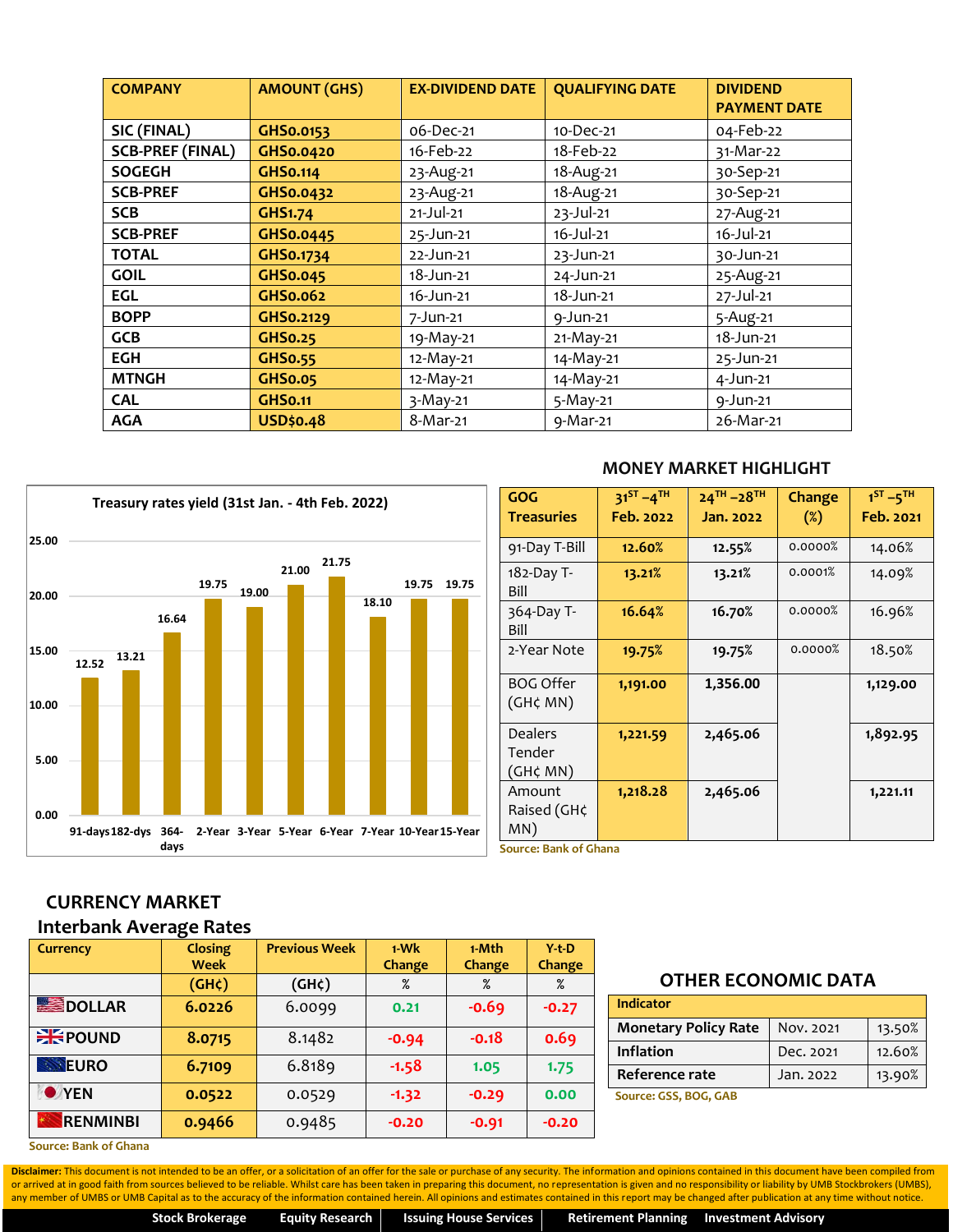| COMPANY | AMOUNT (GHS) | EX-DIVIDEND DATE | QUALIFYING DATE | DIVIDEND PAYMENT DATE |
|---|---|---|---|---|
| SIC (FINAL) | GHS0.0153 | 06-Dec-21 | 10-Dec-21 | 04-Feb-22 |
| SCB-PREF (FINAL) | GHS0.0420 | 16-Feb-22 | 18-Feb-22 | 31-Mar-22 |
| SOGEGH | GHS0.114 | 23-Aug-21 | 18-Aug-21 | 30-Sep-21 |
| SCB-PREF | GHS0.0432 | 23-Aug-21 | 18-Aug-21 | 30-Sep-21 |
| SCB | GHS1.74 | 21-Jul-21 | 23-Jul-21 | 27-Aug-21 |
| SCB-PREF | GHS0.0445 | 25-Jun-21 | 16-Jul-21 | 16-Jul-21 |
| TOTAL | GHS0.1734 | 22-Jun-21 | 23-Jun-21 | 30-Jun-21 |
| GOIL | GHS0.045 | 18-Jun-21 | 24-Jun-21 | 25-Aug-21 |
| EGL | GHS0.062 | 16-Jun-21 | 18-Jun-21 | 27-Jul-21 |
| BOPP | GHS0.2129 | 7-Jun-21 | 9-Jun-21 | 5-Aug-21 |
| GCB | GHS0.25 | 19-May-21 | 21-May-21 | 18-Jun-21 |
| EGH | GHS0.55 | 12-May-21 | 14-May-21 | 25-Jun-21 |
| MTNGH | GHS0.05 | 12-May-21 | 14-May-21 | 4-Jun-21 |
| CAL | GHS0.11 | 3-May-21 | 5-May-21 | 9-Jun-21 |
| AGA | USD$0.48 | 8-Mar-21 | 9-Mar-21 | 26-Mar-21 |

Treasury rates yield (31st Jan. - 4th Feb. 2022)

25.00
20.00
15.00
10.00
5.00
0.00

12.52 13.21 16.64 19.75 19.00 21.00 21.75 18.10 19.75 19.75

91-days 182-dys 364-days 2-Year 3-Year 5-Year 6-Year 7-Year 10-Year 15-Year

## MONEY MARKET HIGHLIGHT

| GOG Treasuries | 31ST – 4TH Feb. 2022 | 24TH – 28TH Jan. 2022 | Change (%) | 1ST – 5TH Feb. 2021 |
|---|---|---|---|---|
| 91-Day T-Bill | 12.60% | 12.55% | 0.0000% | 14.06% |
| 182-Day T-Bill | 13.21% | 13.21% | 0.0001% | 14.09% |
| 364-Day T-Bill | 16.64% | 16.70% | 0.0000% | 16.96% |
| 2-Year Note | 19.75% | 19.75% | 0.0000% | 18.50% |
| BOG Offer (GH¢ MN) | 1,191.00 | 1,356.00 | | 1,129.00 |
| Dealers Tender (GH¢ MN) | 1,221.59 | 2,465.06 | | 1,892.95 |
| Amount Raised (GH¢ MN) | 1,218.28 | 2,465.06 | | 1,221.11 |

Source: Bank of Ghana

## CURRENCY MARKET

### Interbank Average Rates

| Currency | Closing Week | Previous Week | 1-Wk Change | 1-Mth Change | Y-t-D Change |
|---|---|---|---|---|---|
| | (GH¢) | (GH¢) | % | % | % |
| DOLLAR | 6.0226 | 6.0099 | 0.21 | -0.69 | -0.27 |
| POUND | 8.0715 | 8.1482 | -0.94 | -0.18 | 0.69 |
| EURO | 6.7109 | 6.8189 | -1.58 | 1.05 | 1.75 |
| YEN | 0.0522 | 0.0529 | -1.32 | -0.29 | 0.00 |
| RENMINBI | 0.9466 | 0.9485 | -0.20 | -0.91 | -0.20 |

Source: Bank of Ghana

## OTHER ECONOMIC DATA

| Indicator | | |
|---|---|---|
| Monetary Policy Rate | Nov. 2021 | 13.50% |
| Inflation | Dec. 2021 | 12.60% |
| Reference rate | Jan. 2022 | 13.90% |

Source: GSS, BOG, GAB

**Disclaimer:** This document is not intended to be an offer, or a solicitation of an offer for the sale or purchase of any security. The information and opinions contained in this document have been compiled from or arrived at in good faith from sources believed to be reliable. Whilst care has been taken in preparing this document, no representation is given and no responsibility or liability by UMB Stockbrokers (UMBS), any member of UMBS or UMB Capital as to the accuracy of the information contained herein. All opinions and estimates contained in this report may be changed after publication at any time without notice.

Stock Brokerage | Equity Research | Issuing House Services | Retirement Planning | Investment Advisory